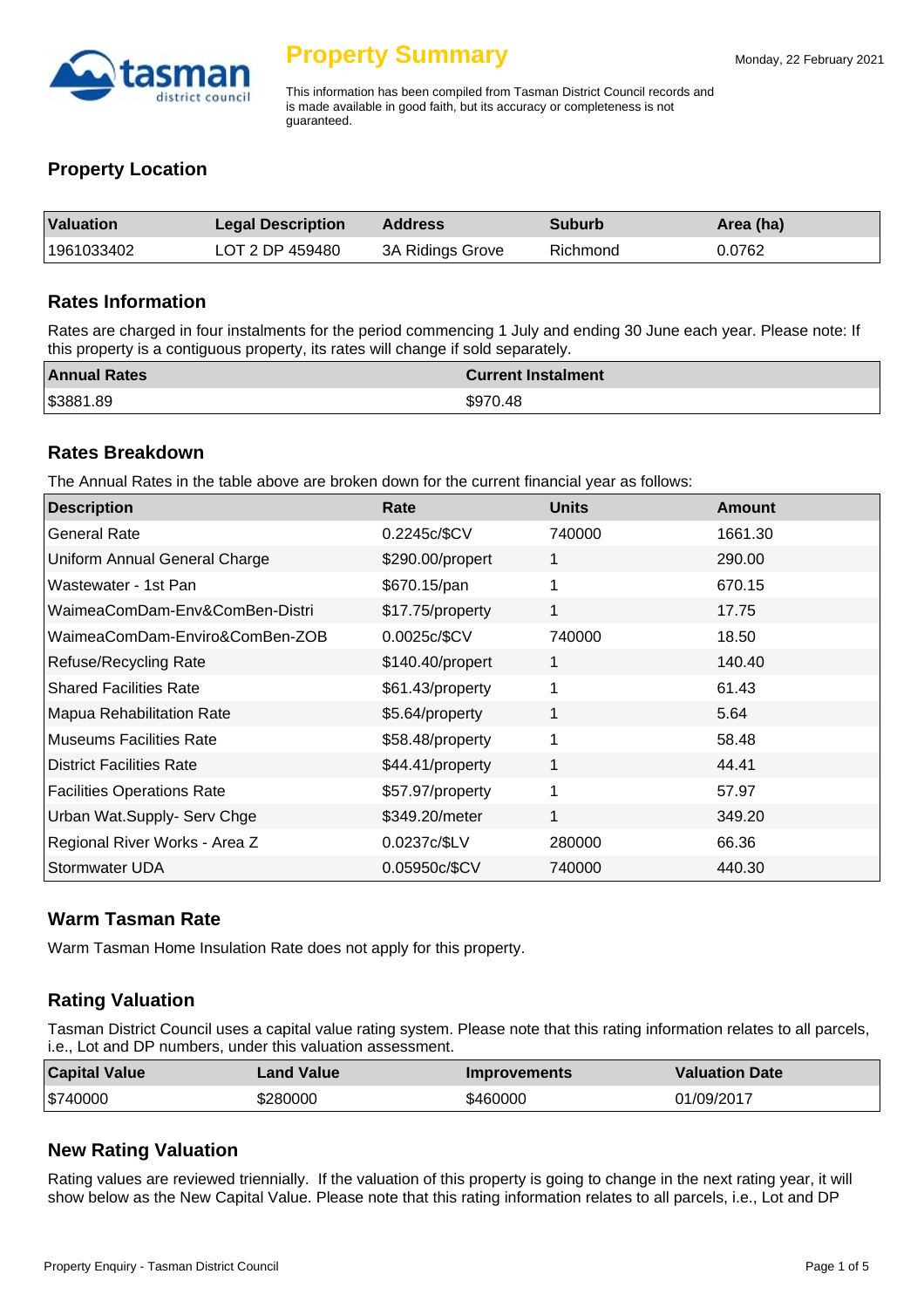# Property Summary

Monday, 22 February 2021

This information has been compiled from Tasman District Council records and is made available in good faith, but its accuracy or completeness is not guaranteed.

## Property Location

| Valuation | Legal Description | Address | Suburb | Area (ha) |
|---|---|---|---|---|
| 1961033402 | LOT 2 DP 459480 | 3A Ridings Grove | Richmond | 0.0762 |

## Rates Information

Rates are charged in four instalments for the period commencing 1 July and ending 30 June each year. Please note: If this property is a contiguous property, its rates will change if sold separately.

| Annual Rates | Current Instalment |
|---|---|
| $3881.89 | $970.48 |

## Rates Breakdown

The Annual Rates in the table above are broken down for the current financial year as follows:

| Description | Rate | Units | Amount |
|---|---|---|---|
| General Rate | 0.2245c/$CV | 740000 | 1661.30 |
| Uniform Annual General Charge | $290.00/propert | 1 | 290.00 |
| Wastewater - 1st Pan | $670.15/pan | 1 | 670.15 |
| WaimeaComDam-Env&ComBen-Distri | $17.75/property | 1 | 17.75 |
| WaimeaComDam-Enviro&ComBen-ZOB | 0.0025c/$CV | 740000 | 18.50 |
| Refuse/Recycling Rate | $140.40/propert | 1 | 140.40 |
| Shared Facilities Rate | $61.43/property | 1 | 61.43 |
| Mapua Rehabilitation Rate | $5.64/property | 1 | 5.64 |
| Museums Facilities Rate | $58.48/property | 1 | 58.48 |
| District Facilities Rate | $44.41/property | 1 | 44.41 |
| Facilities Operations Rate | $57.97/property | 1 | 57.97 |
| Urban Wat.Supply- Serv Chge | $349.20/meter | 1 | 349.20 |
| Regional River Works - Area Z | 0.0237c/$LV | 280000 | 66.36 |
| Stormwater UDA | 0.05950c/$CV | 740000 | 440.30 |

## Warm Tasman Rate

Warm Tasman Home Insulation Rate does not apply for this property.

## Rating Valuation

Tasman District Council uses a capital value rating system. Please note that this rating information relates to all parcels, i.e., Lot and DP numbers, under this valuation assessment.

| Capital Value | Land Value | Improvements | Valuation Date |
|---|---|---|---|
| $740000 | $280000 | $460000 | 01/09/2017 |

## New Rating Valuation

Rating values are reviewed triennially. If the valuation of this property is going to change in the next rating year, it will show below as the New Capital Value. Please note that this rating information relates to all parcels, i.e., Lot and DP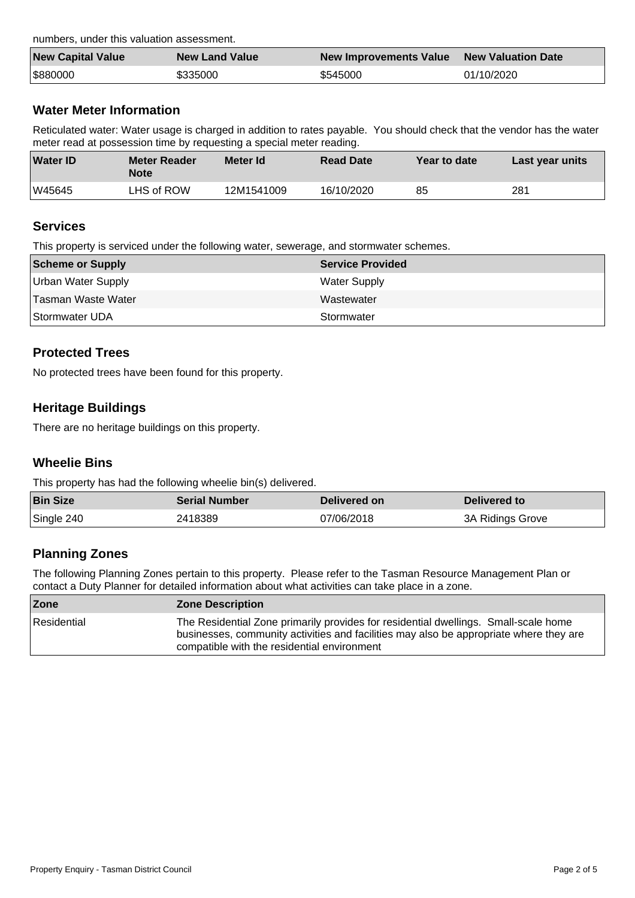numbers, under this valuation assessment.

| New Capital Value | New Land Value | New Improvements Value | New Valuation Date |
|---|---|---|---|
| $880000 | $335000 | $545000 | 01/10/2020 |

## Water Meter Information

Reticulated water: Water usage is charged in addition to rates payable. You should check that the vendor has the water meter read at possession time by requesting a special meter reading.

| Water ID | Meter Reader Note | Meter Id | Read Date | Year to date | Last year units |
|---|---|---|---|---|---|
| W45645 | LHS of ROW | 12M1541009 | 16/10/2020 | 85 | 281 |

## Services

This property is serviced under the following water, sewerage, and stormwater schemes.

| Scheme or Supply | Service Provided |
|---|---|
| Urban Water Supply | Water Supply |
| Tasman Waste Water | Wastewater |
| Stormwater UDA | Stormwater |

## Protected Trees

No protected trees have been found for this property.

## Heritage Buildings

There are no heritage buildings on this property.

## Wheelie Bins

This property has had the following wheelie bin(s) delivered.

| Bin Size | Serial Number | Delivered on | Delivered to |
|---|---|---|---|
| Single 240 | 2418389 | 07/06/2018 | 3A Ridings Grove |

## Planning Zones

The following Planning Zones pertain to this property. Please refer to the Tasman Resource Management Plan or contact a Duty Planner for detailed information about what activities can take place in a zone.

| Zone | Zone Description |
|---|---|
| Residential | The Residential Zone primarily provides for residential dwellings. Small-scale home businesses, community activities and facilities may also be appropriate where they are compatible with the residential environment |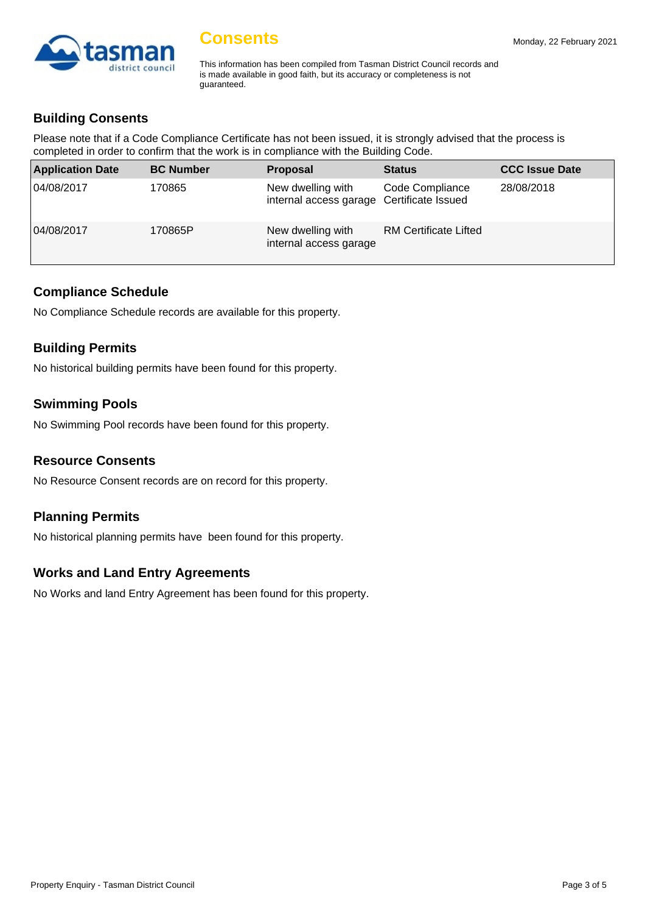# Consents

Monday, 22 February 2021

This information has been compiled from Tasman District Council records and is made available in good faith, but its accuracy or completeness is not guaranteed.

## Building Consents

Please note that if a Code Compliance Certificate has not been issued, it is strongly advised that the process is completed in order to confirm that the work is in compliance with the Building Code.

| Application Date | BC Number | Proposal | Status | CCC Issue Date |
|---|---|---|---|---|
| 04/08/2017 | 170865 | New dwelling with internal access garage | Code Compliance Certificate Issued | 28/08/2018 |
| 04/08/2017 | 170865P | New dwelling with internal access garage | RM Certificate Lifted | |

## Compliance Schedule

No Compliance Schedule records are available for this property.

## Building Permits

No historical building permits have been found for this property.

## Swimming Pools

No Swimming Pool records have been found for this property.

## Resource Consents

No Resource Consent records are on record for this property.

## Planning Permits

No historical planning permits have been found for this property.

## Works and Land Entry Agreements

No Works and land Entry Agreement has been found for this property.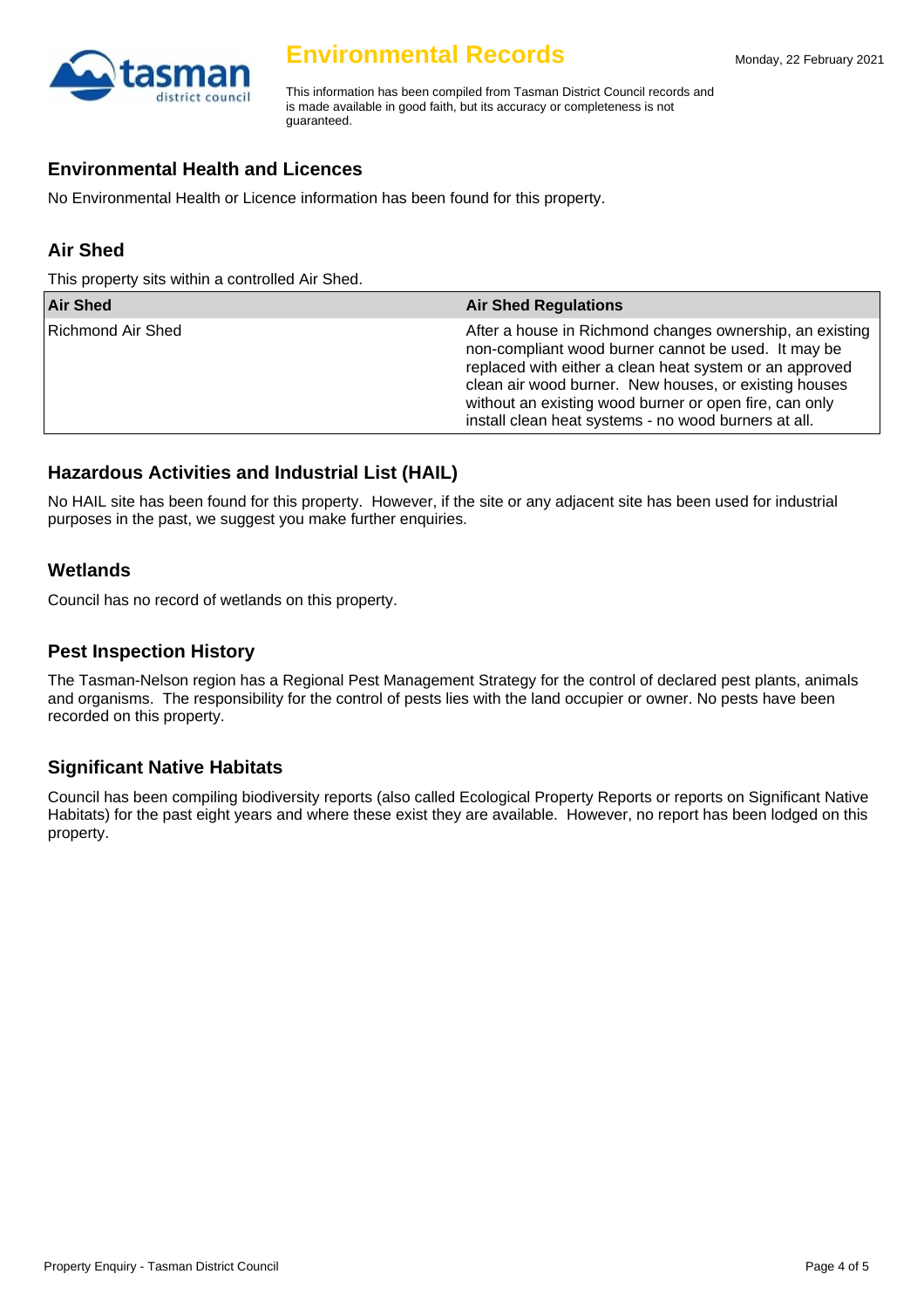# Environmental Records

Monday, 22 February 2021

This information has been compiled from Tasman District Council records and is made available in good faith, but its accuracy or completeness is not guaranteed.

## Environmental Health and Licences

No Environmental Health or Licence information has been found for this property.

## Air Shed

This property sits within a controlled Air Shed.

| Air Shed | Air Shed Regulations |
| --- | --- |
| Richmond Air Shed | After a house in Richmond changes ownership, an existing non-compliant wood burner cannot be used. It may be replaced with either a clean heat system or an approved clean air wood burner. New houses, or existing houses without an existing wood burner or open fire, can only install clean heat systems - no wood burners at all. |

## Hazardous Activities and Industrial List (HAIL)

No HAIL site has been found for this property. However, if the site or any adjacent site has been used for industrial purposes in the past, we suggest you make further enquiries.

## Wetlands

Council has no record of wetlands on this property.

## Pest Inspection History

The Tasman-Nelson region has a Regional Pest Management Strategy for the control of declared pest plants, animals and organisms. The responsibility for the control of pests lies with the land occupier or owner. No pests have been recorded on this property.

## Significant Native Habitats

Council has been compiling biodiversity reports (also called Ecological Property Reports or reports on Significant Native Habitats) for the past eight years and where these exist they are available. However, no report has been lodged on this property.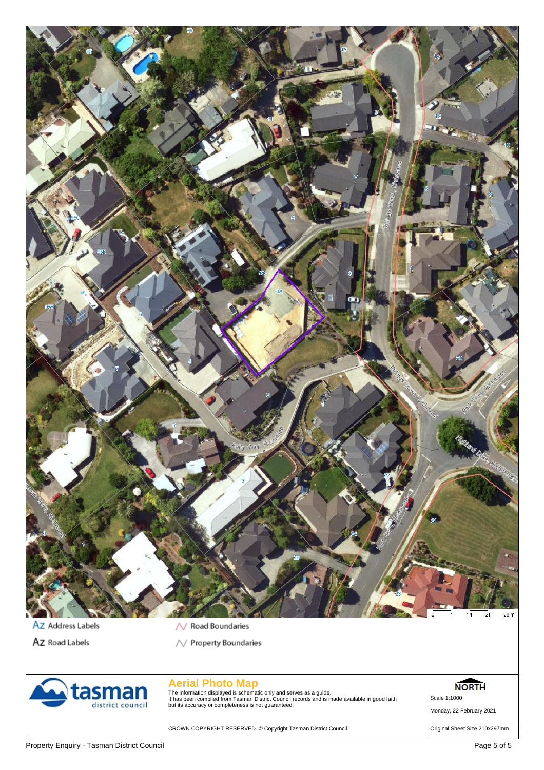Az Address Labels

Az Road Labels

Road Boundaries

Property Boundaries

tasman district council

## Aerial Photo Map

The information displayed is schematic only and serves as a guide.
It has been compiled from Tasman District Council records and is made available in good faith but its accuracy or completeness is not guaranteed.

CROWN COPYRIGHT RESERVED. © Copyright Tasman District Council.

NORTH

Scale 1:1000

Monday, 22 February 2021

Original Sheet Size 210x297mm

0 7 14 21 28 m